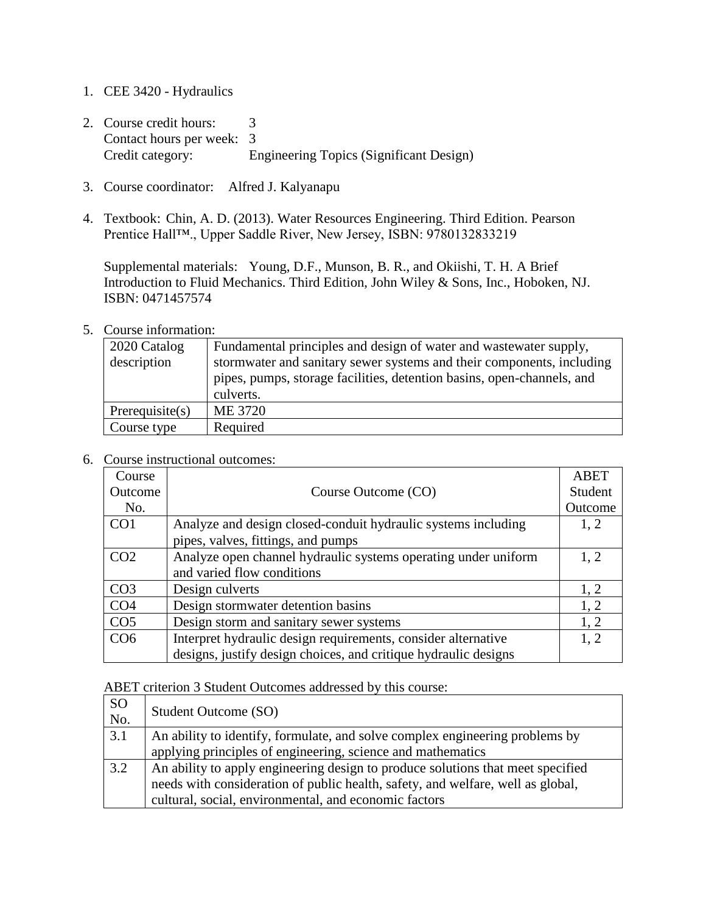1. CEE 3420 - Hydraulics

2. Course credit hours: 3
   Contact hours per week: 3
   Credit category: Engineering Topics (Significant Design)

3. Course coordinator: Alfred J. Kalyanapu

4. Textbook: Chin, A. D. (2013). Water Resources Engineering. Third Edition. Pearson Prentice Hall™., Upper Saddle River, New Jersey, ISBN: 9780132833219

   Supplemental materials: Young, D.F., Munson, B. R., and Okiishi, T. H. A Brief Introduction to Fluid Mechanics. Third Edition, John Wiley & Sons, Inc., Hoboken, NJ. ISBN: 0471457574

5. Course information:

| 2020 Catalog description | Fundamental principles and design of water and wastewater supply, stormwater and sanitary sewer systems and their components, including pipes, pumps, storage facilities, detention basins, open-channels, and culverts. |
|---|---|
| Prerequisite(s) | ME 3720 |
| Course type | Required |

6. Course instructional outcomes:

| Course Outcome No. | Course Outcome (CO) | ABET Student Outcome |
|---|---|---|
| CO1 | Analyze and design closed-conduit hydraulic systems including pipes, valves, fittings, and pumps | 1, 2 |
| CO2 | Analyze open channel hydraulic systems operating under uniform and varied flow conditions | 1, 2 |
| CO3 | Design culverts | 1, 2 |
| CO4 | Design stormwater detention basins | 1, 2 |
| CO5 | Design storm and sanitary sewer systems | 1, 2 |
| CO6 | Interpret hydraulic design requirements, consider alternative designs, justify design choices, and critique hydraulic designs | 1, 2 |

ABET criterion 3 Student Outcomes addressed by this course:

| SO No. | Student Outcome (SO) |
|---|---|
| 3.1 | An ability to identify, formulate, and solve complex engineering problems by applying principles of engineering, science and mathematics |
| 3.2 | An ability to apply engineering design to produce solutions that meet specified needs with consideration of public health, safety, and welfare, well as global, cultural, social, environmental, and economic factors |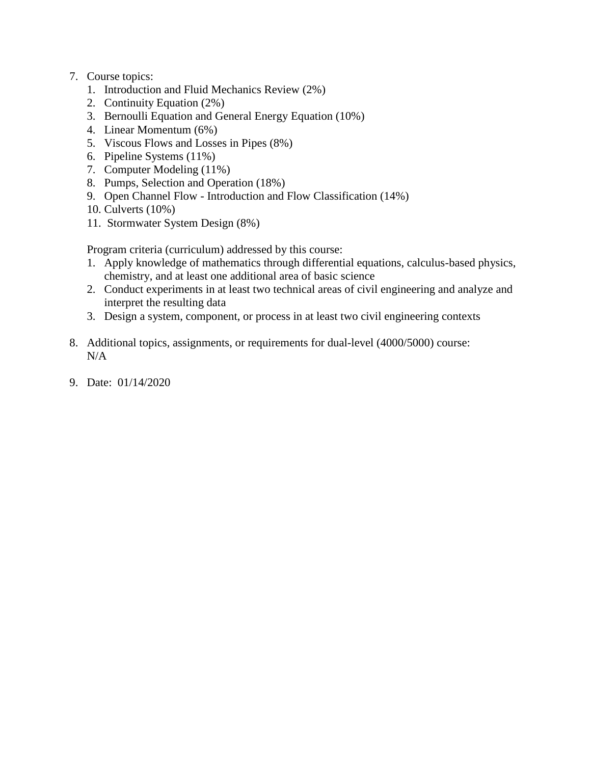7. Course topics:
   1. Introduction and Fluid Mechanics Review (2%)
   2. Continuity Equation (2%)
   3. Bernoulli Equation and General Energy Equation (10%)
   4. Linear Momentum (6%)
   5. Viscous Flows and Losses in Pipes (8%)
   6. Pipeline Systems (11%)
   7. Computer Modeling (11%)
   8. Pumps, Selection and Operation (18%)
   9. Open Channel Flow - Introduction and Flow Classification (14%)
   10. Culverts (10%)
   11. Stormwater System Design (8%)

   Program criteria (curriculum) addressed by this course:
   1. Apply knowledge of mathematics through differential equations, calculus-based physics, chemistry, and at least one additional area of basic science
   2. Conduct experiments in at least two technical areas of civil engineering and analyze and interpret the resulting data
   3. Design a system, component, or process in at least two civil engineering contexts

8. Additional topics, assignments, or requirements for dual-level (4000/5000) course:
   N/A

9. Date: 01/14/2020